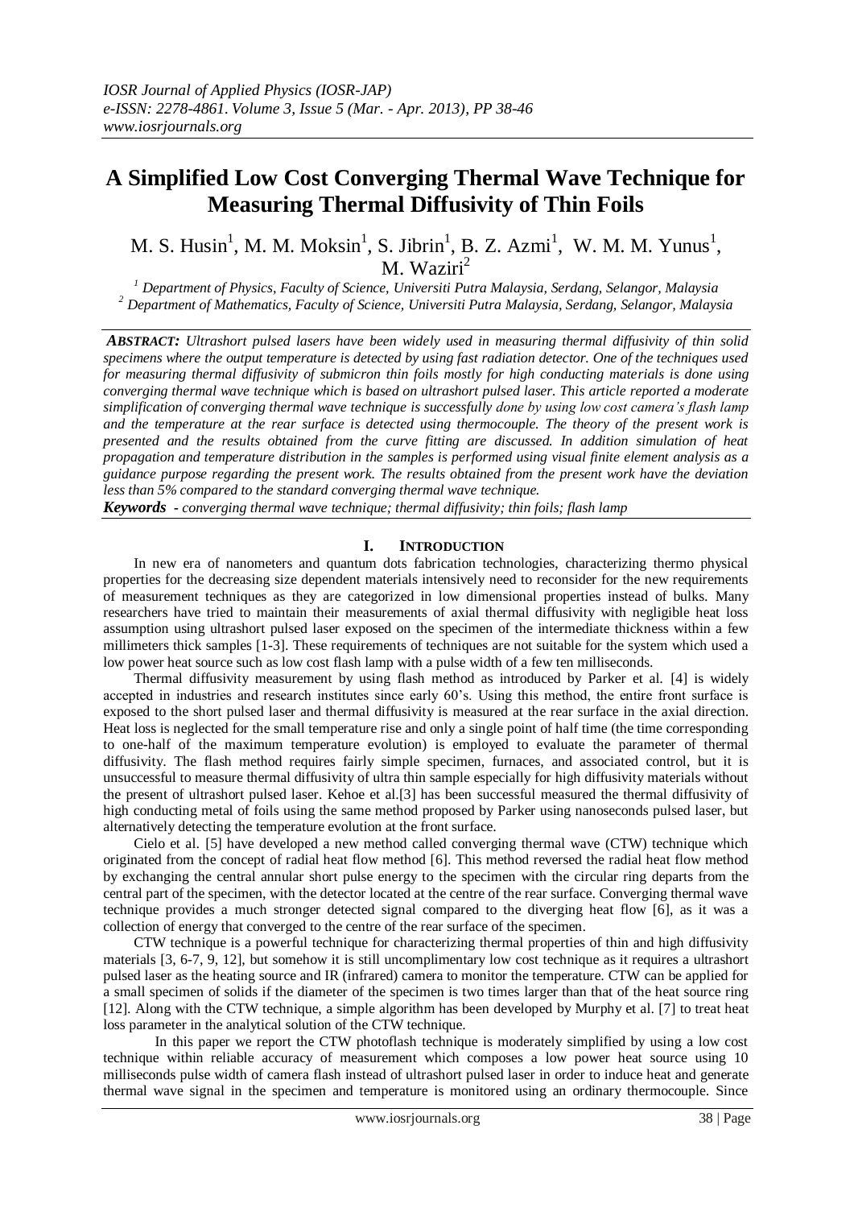# A Simplified Low Cost Converging Thermal Wave Technique for Measuring Thermal Diffusivity of Thin Foils

M. S. Husin[1], M. M. Moksin[1], S. Jibrin[1], B. Z. Azmi[1], W. M. M. Yunus[1], M. Waziri[2]

[1] *Department of Physics, Faculty of Science, Universiti Putra Malaysia, Serdang, Selangor, Malaysia*
[2] *Department of Mathematics, Faculty of Science, Universiti Putra Malaysia, Serdang, Selangor, Malaysia*

***ABSTRACT:*** *Ultrashort pulsed lasers have been widely used in measuring thermal diffusivity of thin solid specimens where the output temperature is detected by using fast radiation detector. One of the techniques used for measuring thermal diffusivity of submicron thin foils mostly for high conducting materials is done using converging thermal wave technique which is based on ultrashort pulsed laser. This article reported a moderate simplification of converging thermal wave technique is successfully done by using low cost camera's flash lamp and the temperature at the rear surface is detected using thermocouple. The theory of the present work is presented and the results obtained from the curve fitting are discussed. In addition simulation of heat propagation and temperature distribution in the samples is performed using visual finite element analysis as a guidance purpose regarding the present work. The results obtained from the present work have the deviation less than 5% compared to the standard converging thermal wave technique.*

***Keywords*** *- converging thermal wave technique; thermal diffusivity; thin foils; flash lamp*

## I. INTRODUCTION

In new era of nanometers and quantum dots fabrication technologies, characterizing thermo physical properties for the decreasing size dependent materials intensively need to reconsider for the new requirements of measurement techniques as they are categorized in low dimensional properties instead of bulks. Many researchers have tried to maintain their measurements of axial thermal diffusivity with negligible heat loss assumption using ultrashort pulsed laser exposed on the specimen of the intermediate thickness within a few millimeters thick samples [1-3]. These requirements of techniques are not suitable for the system which used a low power heat source such as low cost flash lamp with a pulse width of a few ten milliseconds.

Thermal diffusivity measurement by using flash method as introduced by Parker et al. [4] is widely accepted in industries and research institutes since early 60's. Using this method, the entire front surface is exposed to the short pulsed laser and thermal diffusivity is measured at the rear surface in the axial direction. Heat loss is neglected for the small temperature rise and only a single point of half time (the time corresponding to one-half of the maximum temperature evolution) is employed to evaluate the parameter of thermal diffusivity. The flash method requires fairly simple specimen, furnaces, and associated control, but it is unsuccessful to measure thermal diffusivity of ultra thin sample especially for high diffusivity materials without the present of ultrashort pulsed laser. Kehoe et al.[3] has been successful measured the thermal diffusivity of high conducting metal of foils using the same method proposed by Parker using nanoseconds pulsed laser, but alternatively detecting the temperature evolution at the front surface.

Cielo et al. [5] have developed a new method called converging thermal wave (CTW) technique which originated from the concept of radial heat flow method [6]. This method reversed the radial heat flow method by exchanging the central annular short pulse energy to the specimen with the circular ring departs from the central part of the specimen, with the detector located at the centre of the rear surface. Converging thermal wave technique provides a much stronger detected signal compared to the diverging heat flow [6], as it was a collection of energy that converged to the centre of the rear surface of the specimen.

CTW technique is a powerful technique for characterizing thermal properties of thin and high diffusivity materials [3, 6-7, 9, 12], but somehow it is still uncomplimentary low cost technique as it requires a ultrashort pulsed laser as the heating source and IR (infrared) camera to monitor the temperature. CTW can be applied for a small specimen of solids if the diameter of the specimen is two times larger than that of the heat source ring [12]. Along with the CTW technique, a simple algorithm has been developed by Murphy et al. [7] to treat heat loss parameter in the analytical solution of the CTW technique.

In this paper we report the CTW photoflash technique is moderately simplified by using a low cost technique within reliable accuracy of measurement which composes a low power heat source using 10 milliseconds pulse width of camera flash instead of ultrashort pulsed laser in order to induce heat and generate thermal wave signal in the specimen and temperature is monitored using an ordinary thermocouple. Since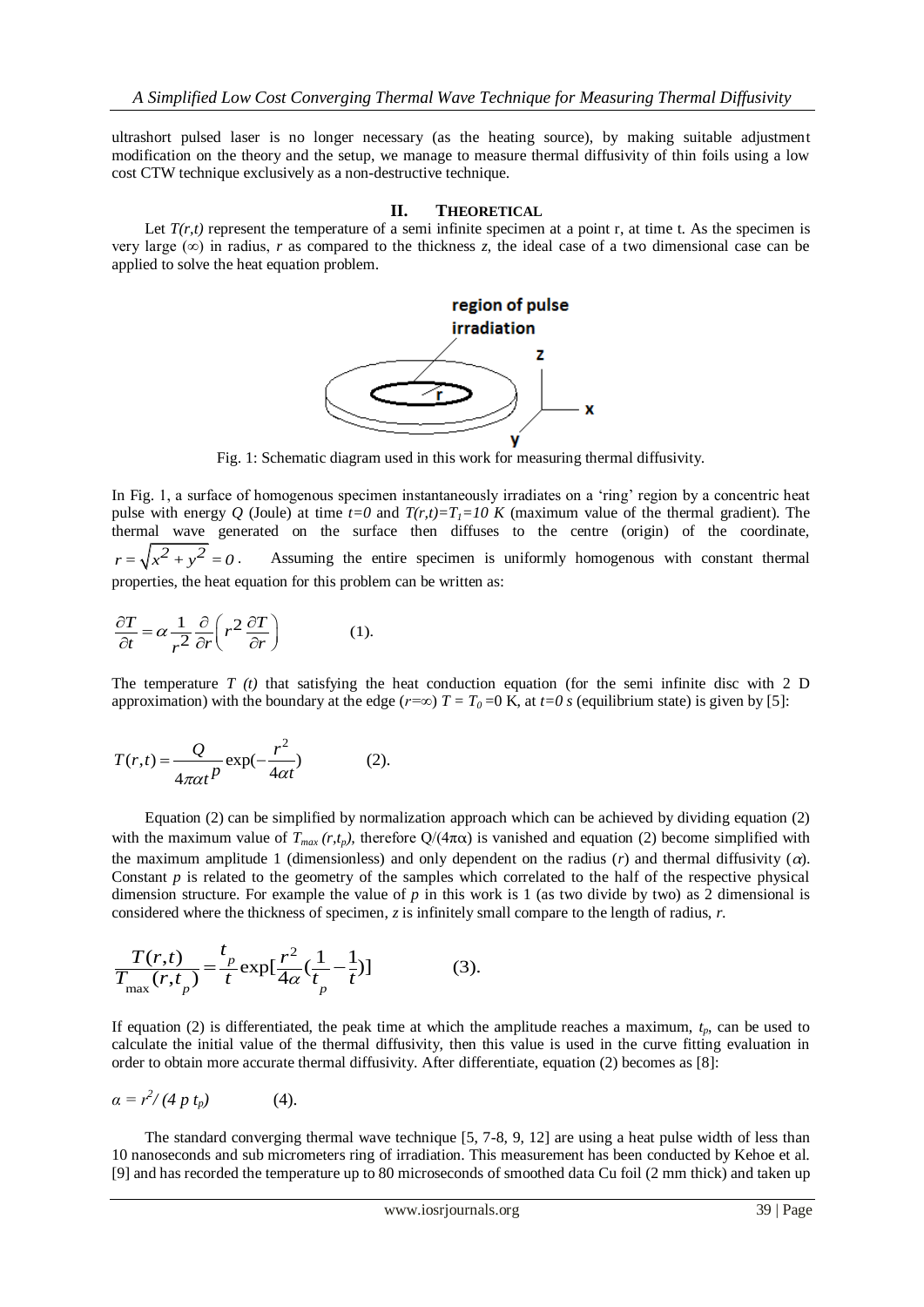ultrashort pulsed laser is no longer necessary (as the heating source), by making suitable adjustment modification on the theory and the setup, we manage to measure thermal diffusivity of thin foils using a low cost CTW technique exclusively as a non-destructive technique.

## II. THEORETICAL

Let $T(r,t)$ represent the temperature of a semi infinite specimen at a point r, at time t. As the specimen is very large ($\infty$) in radius, $r$ as compared to the thickness $z$, the ideal case of a two dimensional case can be applied to solve the heat equation problem.

Fig. 1: Schematic diagram used in this work for measuring thermal diffusivity.

In Fig. 1, a surface of homogenous specimen instantaneously irradiates on a 'ring' region by a concentric heat pulse with energy $Q$ (Joule) at time $t=0$ and $T(r,t)=T_1=10$ K (maximum value of the thermal gradient). The thermal wave generated on the surface then diffuses to the centre (origin) of the coordinate, $r = \sqrt{x^2 + y^2} = 0$. Assuming the entire specimen is uniformly homogenous with constant thermal properties, the heat equation for this problem can be written as:

$$\frac{\partial T}{\partial t} = \alpha \frac{1}{r^2} \frac{\partial}{\partial r}\left( r^2 \frac{\partial T}{\partial r} \right) \qquad (1).$$

The temperature $T$ $(t)$ that satisfying the heat conduction equation (for the semi infinite disc with 2 D approximation) with the boundary at the edge ($r=\infty$) $T = T_0 = 0$ K, at $t=0$ s (equilibrium state) is given by [5]:

$$T(r,t) = \frac{Q}{4\pi\alpha t^{p}} \exp\left(-\frac{r^2}{4\alpha t}\right) \qquad (2).$$

Equation (2) can be simplified by normalization approach which can be achieved by dividing equation (2) with the maximum value of $T_{max}(r,t_p)$, therefore $Q/(4\pi\alpha)$ is vanished and equation (2) become simplified with the maximum amplitude 1 (dimensionless) and only dependent on the radius ($r$) and thermal diffusivity ($\alpha$). Constant $p$ is related to the geometry of the samples which correlated to the half of the respective physical dimension structure. For example the value of $p$ in this work is 1 (as two divide by two) as 2 dimensional is considered where the thickness of specimen, $z$ is infinitely small compare to the length of radius, $r$.

$$\frac{T(r,t)}{T_{\max}(r,t_p)} = \frac{t_p}{t} \exp\left[\frac{r^2}{4\alpha}\left(\frac{1}{t_p} - \frac{1}{t}\right)\right] \qquad (3).$$

If equation (2) is differentiated, the peak time at which the amplitude reaches a maximum, $t_p$, can be used to calculate the initial value of the thermal diffusivity, then this value is used in the curve fitting evaluation in order to obtain more accurate thermal diffusivity. After differentiate, equation (2) becomes as [8]:

$$\alpha = r^2 / (4\, p\, t_p) \qquad (4).$$

The standard converging thermal wave technique [5, 7-8, 9, 12] are using a heat pulse width of less than 10 nanoseconds and sub micrometers ring of irradiation. This measurement has been conducted by Kehoe et al. [9] and has recorded the temperature up to 80 microseconds of smoothed data Cu foil (2 mm thick) and taken up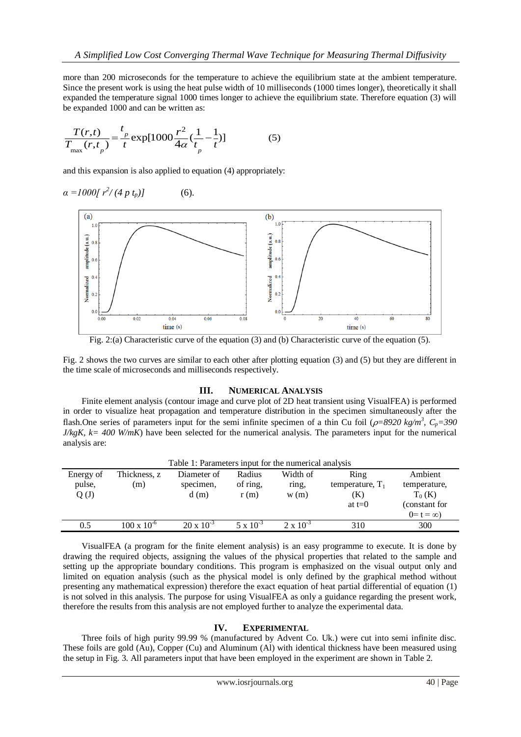more than 200 microseconds for the temperature to achieve the equilibrium state at the ambient temperature. Since the present work is using the heat pulse width of 10 milliseconds (1000 times longer), theoretically it shall expanded the temperature signal 1000 times longer to achieve the equilibrium state. Therefore equation (3) will be expanded 1000 and can be written as:

$$\frac{T(r,t)}{T_{max}(r,t_p)} = \frac{t_p}{t}\exp[1000\frac{r^2}{4\alpha}(\frac{1}{t_p}-\frac{1}{t})] \qquad (5)$$

and this expansion is also applied to equation (4) appropriately:

$\alpha = 1000[\, r^2/(4\, p\, t_p)]$ (6).

Fig. 2:(a) Characteristic curve of the equation (3) and (b) Characteristic curve of the equation (5).

Fig. 2 shows the two curves are similar to each other after plotting equation (3) and (5) but they are different in the time scale of microseconds and milliseconds respectively.

## III. Numerical Analysis

Finite element analysis (contour image and curve plot of 2D heat transient using VisualFEA) is performed in order to visualize heat propagation and temperature distribution in the specimen simultaneously after the flash.One series of parameters input for the semi infinite specimen of a thin Cu foil (*$\rho$=8920 kg/m$^3$, $C_p$=390 J/kgK, k= 400 W/mK*) have been selected for the numerical analysis. The parameters input for the numerical analysis are:

Table 1: Parameters input for the numerical analysis

| Energy of pulse, Q (J) | Thickness, z (m) | Diameter of specimen, d (m) | Radius of ring, r (m) | Width of ring, w (m) | Ring temperature, $T_1$ (K) at t=0 | Ambient temperature, $T_0$ (K) (constant for 0= t = ∞) |
|---|---|---|---|---|---|---|
| 0.5 | $100 \times 10^{-6}$ | $20 \times 10^{-3}$ | $5 \times 10^{-3}$ | $2 \times 10^{-3}$ | 310 | 300 |

VisualFEA (a program for the finite element analysis) is an easy programme to execute. It is done by drawing the required objects, assigning the values of the physical properties that related to the sample and setting up the appropriate boundary conditions. This program is emphasized on the visual output only and limited on equation analysis (such as the physical model is only defined by the graphical method without presenting any mathematical expression) therefore the exact equation of heat partial differential of equation (1) is not solved in this analysis. The purpose for using VisualFEA as only a guidance regarding the present work, therefore the results from this analysis are not employed further to analyze the experimental data.

## IV. Experimental

Three foils of high purity 99.99 % (manufactured by Advent Co. Uk.) were cut into semi infinite disc. These foils are gold (Au), Copper (Cu) and Aluminum (Al) with identical thickness have been measured using the setup in Fig. 3. All parameters input that have been employed in the experiment are shown in Table 2.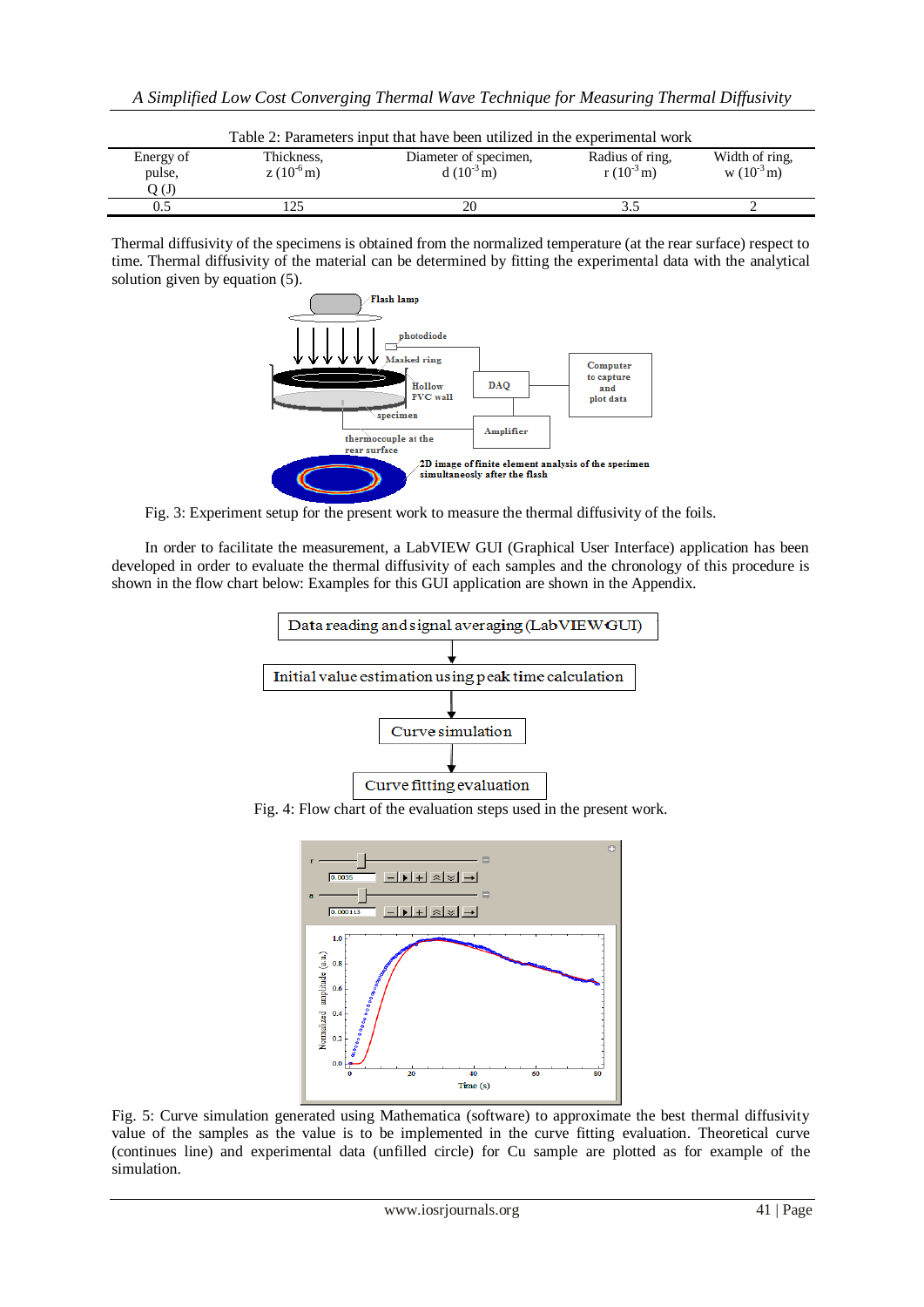Table 2: Parameters input that have been utilized in the experimental work

| Energy of pulse, Q (J) | Thickness, z ($10^{-6}$ m) | Diameter of specimen, d ($10^{-3}$ m) | Radius of ring, r ($10^{-3}$ m) | Width of ring, w ($10^{-3}$ m) |
|---|---|---|---|---|
| 0.5 | 125 | 20 | 3.5 | 2 |

Thermal diffusivity of the specimens is obtained from the normalized temperature (at the rear surface) respect to time. Thermal diffusivity of the material can be determined by fitting the experimental data with the analytical solution given by equation (5).

Fig. 3: Experiment setup for the present work to measure the thermal diffusivity of the foils.

In order to facilitate the measurement, a LabVIEW GUI (Graphical User Interface) application has been developed in order to evaluate the thermal diffusivity of each samples and the chronology of this procedure is shown in the flow chart below: Examples for this GUI application are shown in the Appendix.

Data reading and signal averaging (LabVIEW GUI)
↓
Initial value estimation using peak time calculation
↓
Curve simulation
↓
Curve fitting evaluation

Fig. 4: Flow chart of the evaluation steps used in the present work.

Fig. 5: Curve simulation generated using Mathematica (software) to approximate the best thermal diffusivity value of the samples as the value is to be implemented in the curve fitting evaluation. Theoretical curve (continues line) and experimental data (unfilled circle) for Cu sample are plotted as for example of the simulation.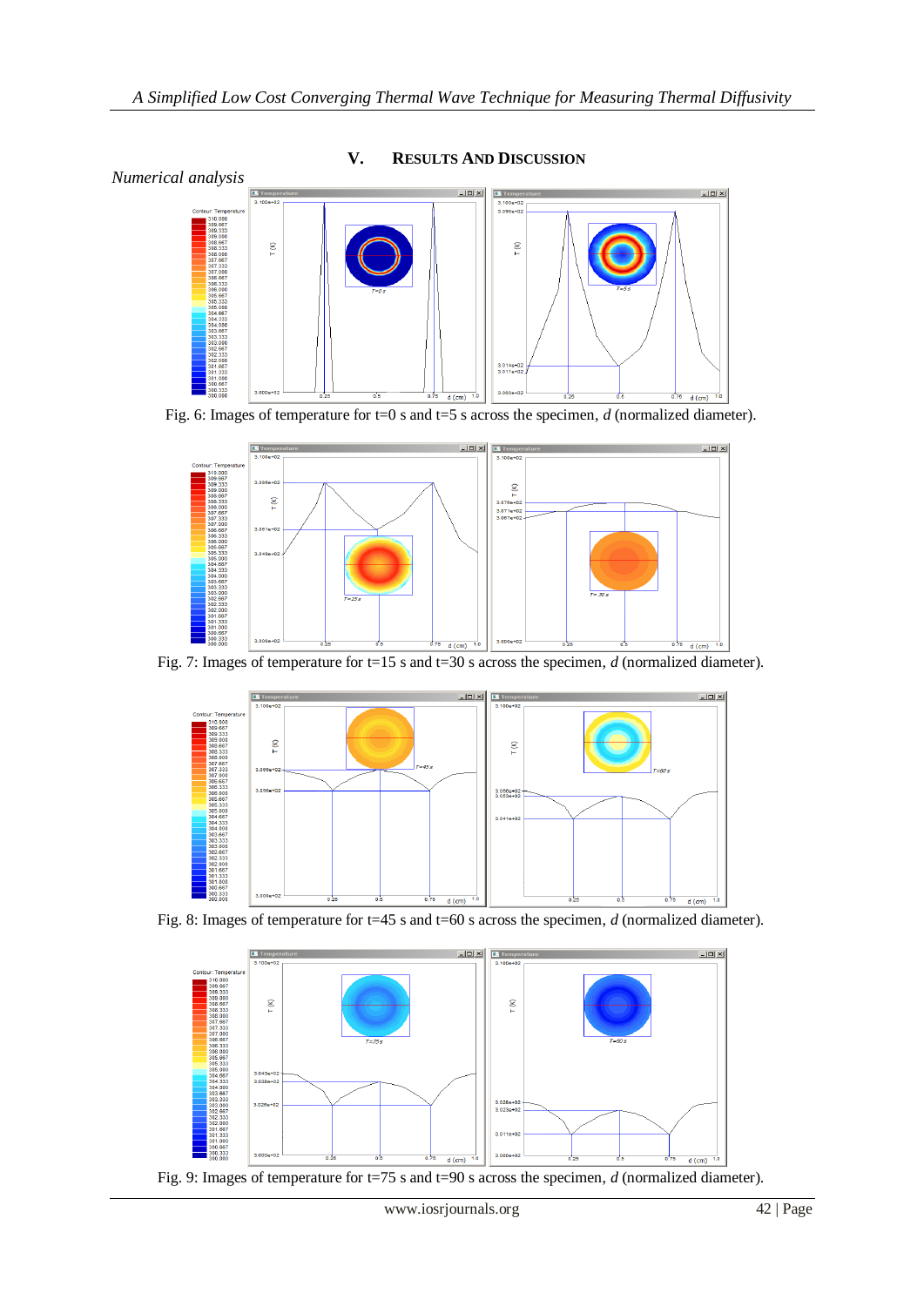## V. RESULTS AND DISCUSSION

*Numerical analysis*

Fig. 6: Images of temperature for t=0 s and t=5 s across the specimen, *d* (normalized diameter).

Fig. 7: Images of temperature for t=15 s and t=30 s across the specimen, *d* (normalized diameter).

Fig. 8: Images of temperature for t=45 s and t=60 s across the specimen, *d* (normalized diameter).

Fig. 9: Images of temperature for t=75 s and t=90 s across the specimen, *d* (normalized diameter).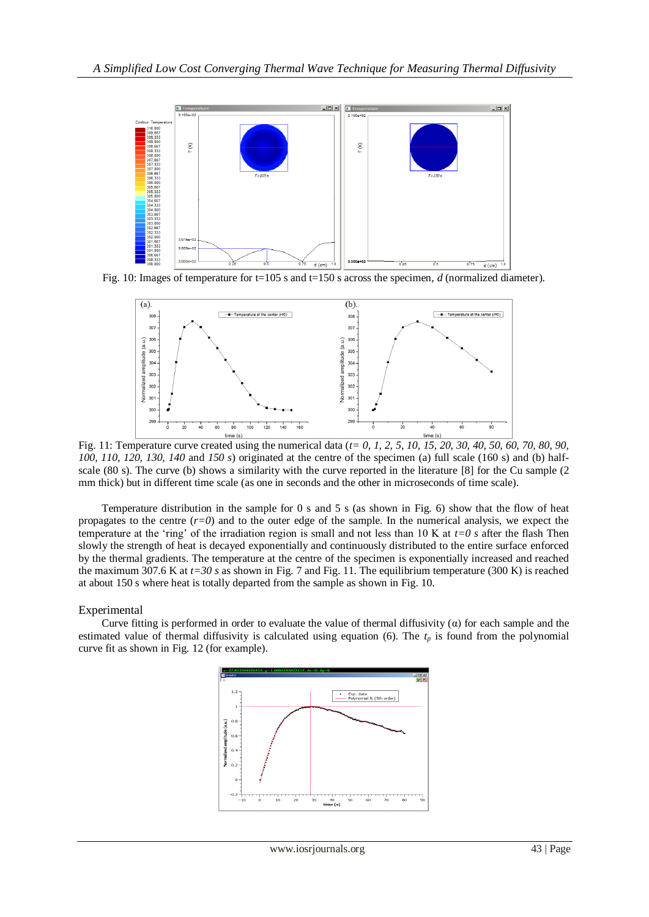Fig. 10: Images of temperature for t=105 s and t=150 s across the specimen, *d* (normalized diameter).

Fig. 11: Temperature curve created using the numerical data (*t= 0, 1, 2, 5, 10, 15, 20, 30, 40, 50, 60, 70, 80, 90, 100, 110, 120, 130, 140* and *150 s*) originated at the centre of the specimen (a) full scale (160 s) and (b) half-scale (80 s). The curve (b) shows a similarity with the curve reported in the literature [8] for the Cu sample (2 mm thick) but in different time scale (as one in seconds and the other in microseconds of time scale).

Temperature distribution in the sample for 0 s and 5 s (as shown in Fig. 6) show that the flow of heat propagates to the centre (*r=0*) and to the outer edge of the sample. In the numerical analysis, we expect the temperature at the 'ring' of the irradiation region is small and not less than 10 K at *t=0 s* after the flash Then slowly the strength of heat is decayed exponentially and continuously distributed to the entire surface enforced by the thermal gradients. The temperature at the centre of the specimen is exponentially increased and reached the maximum 307.6 K at *t=30 s* as shown in Fig. 7 and Fig. 11. The equilibrium temperature (300 K) is reached at about 150 s where heat is totally departed from the sample as shown in Fig. 10.

## Experimental

Curve fitting is performed in order to evaluate the value of thermal diffusivity ($\alpha$) for each sample and the estimated value of thermal diffusivity is calculated using equation (6). The $t_p$ is found from the polynomial curve fit as shown in Fig. 12 (for example).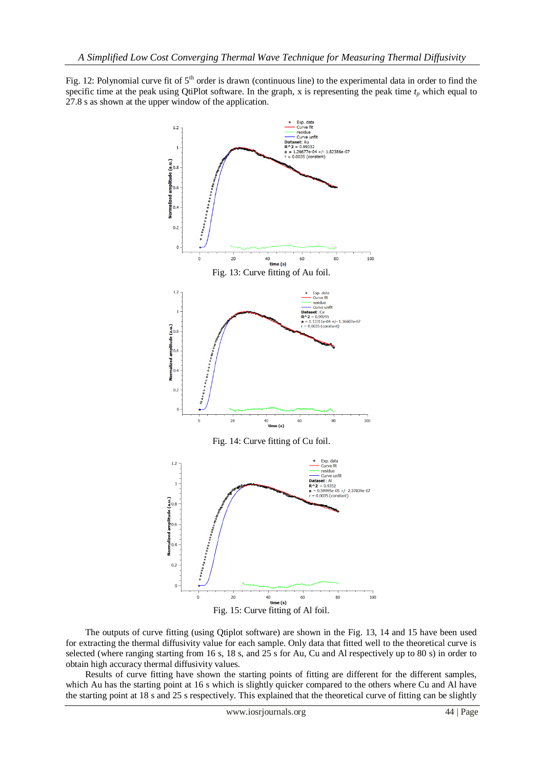Fig. 12: Polynomial curve fit of 5[th] order is drawn (continuous line) to the experimental data in order to find the specific time at the peak using QtiPlot software. In the graph, x is representing the peak time $t_p$ which equal to 27.8 s as shown at the upper window of the application.

Fig. 13: Curve fitting of Au foil.

Fig. 14: Curve fitting of Cu foil.

Fig. 15: Curve fitting of Al foil.

The outputs of curve fitting (using Qtiplot software) are shown in the Fig. 13, 14 and 15 have been used for extracting the thermal diffusivity value for each sample. Only data that fitted well to the theoretical curve is selected (where ranging starting from 16 s, 18 s, and 25 s for Au, Cu and Al respectively up to 80 s) in order to obtain high accuracy thermal diffusivity values.

Results of curve fitting have shown the starting points of fitting are different for the different samples, which Au has the starting point at 16 s which is slightly quicker compared to the others where Cu and Al have the starting point at 18 s and 25 s respectively. This explained that the theoretical curve of fitting can be slightly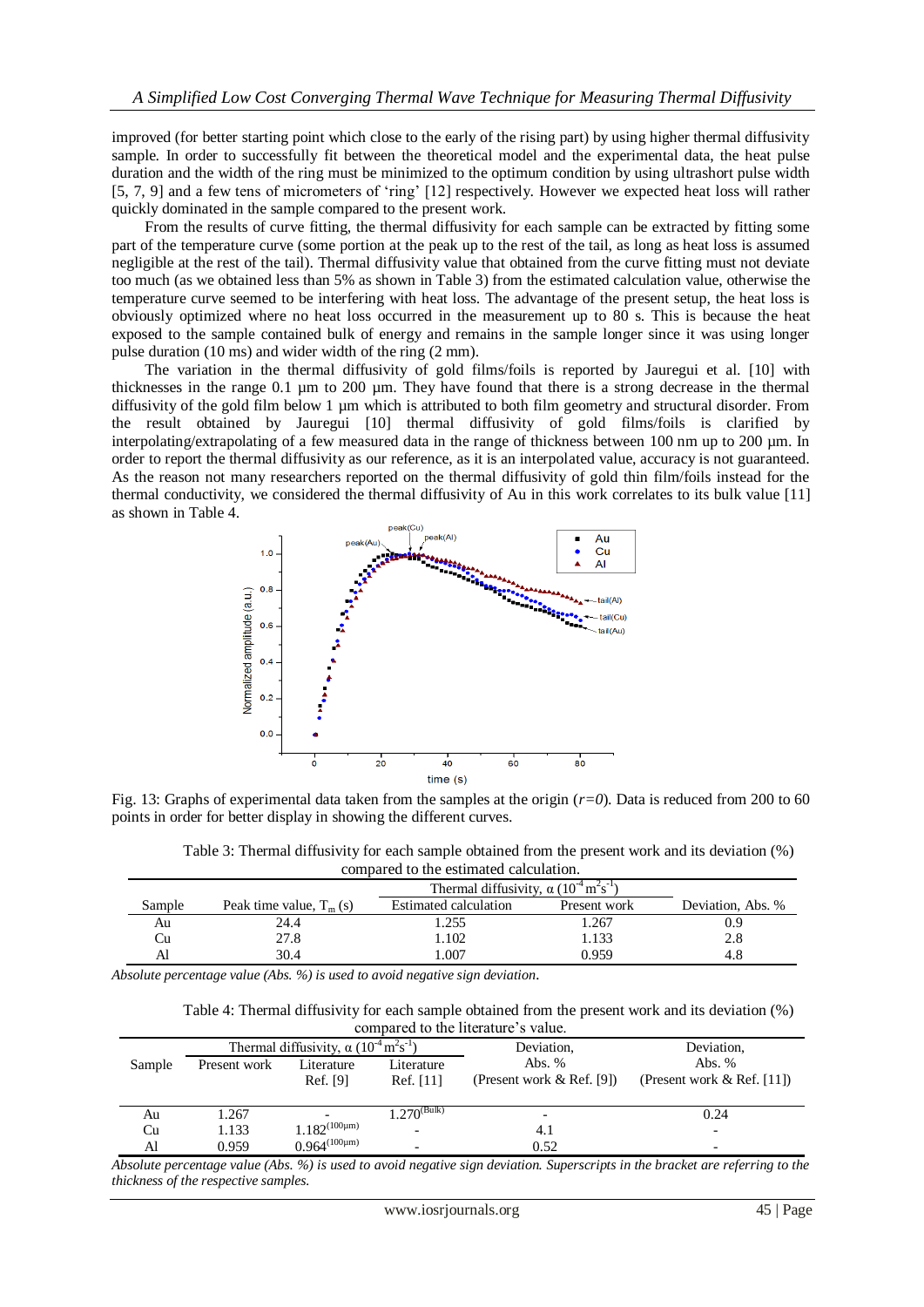improved (for better starting point which close to the early of the rising part) by using higher thermal diffusivity sample. In order to successfully fit between the theoretical model and the experimental data, the heat pulse duration and the width of the ring must be minimized to the optimum condition by using ultrashort pulse width [5, 7, 9] and a few tens of micrometers of 'ring' [12] respectively. However we expected heat loss will rather quickly dominated in the sample compared to the present work.

From the results of curve fitting, the thermal diffusivity for each sample can be extracted by fitting some part of the temperature curve (some portion at the peak up to the rest of the tail, as long as heat loss is assumed negligible at the rest of the tail). Thermal diffusivity value that obtained from the curve fitting must not deviate too much (as we obtained less than 5% as shown in Table 3) from the estimated calculation value, otherwise the temperature curve seemed to be interfering with heat loss. The advantage of the present setup, the heat loss is obviously optimized where no heat loss occurred in the measurement up to 80 s. This is because the heat exposed to the sample contained bulk of energy and remains in the sample longer since it was using longer pulse duration (10 ms) and wider width of the ring (2 mm).

The variation in the thermal diffusivity of gold films/foils is reported by Jauregui et al. [10] with thicknesses in the range 0.1 µm to 200 µm. They have found that there is a strong decrease in the thermal diffusivity of the gold film below 1 µm which is attributed to both film geometry and structural disorder. From the result obtained by Jauregui [10] thermal diffusivity of gold films/foils is clarified by interpolating/extrapolating of a few measured data in the range of thickness between 100 nm up to 200 µm. In order to report the thermal diffusivity as our reference, as it is an interpolated value, accuracy is not guaranteed. As the reason not many researchers reported on the thermal diffusivity of gold thin film/foils instead for the thermal conductivity, we considered the thermal diffusivity of Au in this work correlates to its bulk value [11] as shown in Table 4.

Fig. 13: Graphs of experimental data taken from the samples at the origin ($r=0$). Data is reduced from 200 to 60 points in order for better display in showing the different curves.

Table 3: Thermal diffusivity for each sample obtained from the present work and its deviation (%) compared to the estimated calculation.

| Sample | Peak time value, $T_m$ (s) | Thermal diffusivity, $\alpha$ ($10^{-4}\,m^2s^{-1}$) | | Deviation, Abs. % |
|---|---|---|---|---|
| | | Estimated calculation | Present work | |
| Au | 24.4 | 1.255 | 1.267 | 0.9 |
| Cu | 27.8 | 1.102 | 1.133 | 2.8 |
| Al | 30.4 | 1.007 | 0.959 | 4.8 |

*Absolute percentage value (Abs. %) is used to avoid negative sign deviation.*

Table 4: Thermal diffusivity for each sample obtained from the present work and its deviation (%) compared to the literature's value.

| Sample | Thermal diffusivity, $\alpha$ ($10^{-4}\,m^2s^{-1}$) | | | Deviation, Abs. % | Deviation, Abs. % |
|---|---|---|---|---|---|
| | Present work | Literature Ref. [9] | Literature Ref. [11] | (Present work & Ref. [9]) | (Present work & Ref. [11]) |
| Au | 1.267 | - | $1.270^{(Bulk)}$ | - | 0.24 |
| Cu | 1.133 | $1.182^{(100\mu m)}$ | - | 4.1 | - |
| Al | 0.959 | $0.964^{(100\mu m)}$ | - | 0.52 | - |

*Absolute percentage value (Abs. %) is used to avoid negative sign deviation. Superscripts in the bracket are referring to the thickness of the respective samples.*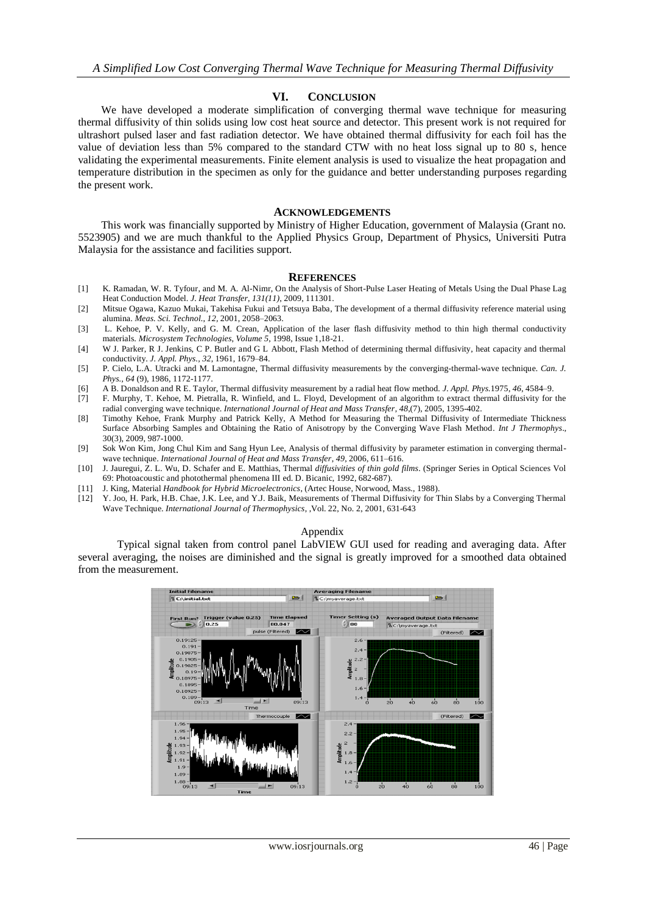## VI. CONCLUSION

We have developed a moderate simplification of converging thermal wave technique for measuring thermal diffusivity of thin solids using low cost heat source and detector. This present work is not required for ultrashort pulsed laser and fast radiation detector. We have obtained thermal diffusivity for each foil has the value of deviation less than 5% compared to the standard CTW with no heat loss signal up to 80 s, hence validating the experimental measurements. Finite element analysis is used to visualize the heat propagation and temperature distribution in the specimen as only for the guidance and better understanding purposes regarding the present work.

## ACKNOWLEDGEMENTS

This work was financially supported by Ministry of Higher Education, government of Malaysia (Grant no. 5523905) and we are much thankful to the Applied Physics Group, Department of Physics, Universiti Putra Malaysia for the assistance and facilities support.

## REFERENCES

- [1] K. Ramadan, W. R. Tyfour, and M. A. Al-Nimr, On the Analysis of Short-Pulse Laser Heating of Metals Using the Dual Phase Lag Heat Conduction Model. *J. Heat Transfer, 131(11)*, 2009, 111301.
- [2] Mitsue Ogawa, Kazuo Mukai, Takehisa Fukui and Tetsuya Baba, The development of a thermal diffusivity reference material using alumina. *Meas. Sci. Technol., 12*, 2001, 2058–2063.
- [3] L. Kehoe, P. V. Kelly, and G. M. Crean, Application of the laser flash diffusivity method to thin high thermal conductivity materials. *Microsystem Technologies, Volume 5*, 1998, Issue 1,18-21.
- [4] W J. Parker, R J. Jenkins, C P. Butler and G L Abbott, Flash Method of determining thermal diffusivity, heat capacity and thermal conductivity. *J. Appl. Phys., 32*, 1961, 1679–84.
- [5] P. Cielo, L.A. Utracki and M. Lamontagne, Thermal diffusivity measurements by the converging-thermal-wave technique. *Can. J. Phys., 64* (9), 1986, 1172-1177.
- [6] A B. Donaldson and R E. Taylor, Thermal diffusivity measurement by a radial heat flow method. *J. Appl. Phys.*1975, *46*, 4584–9.
- [7] F. Murphy, T. Kehoe, M. Pietralla, R. Winfield, and L. Floyd, Development of an algorithm to extract thermal diffusivity for the radial converging wave technique. *International Journal of Heat and Mass Transfer, 48*,(7), 2005, 1395-402.
- [8] Timothy Kehoe, Frank Murphy and Patrick Kelly, A Method for Measuring the Thermal Diffusivity of Intermediate Thickness Surface Absorbing Samples and Obtaining the Ratio of Anisotropy by the Converging Wave Flash Method. *Int J Thermophys*., 30(3), 2009, 987-1000.
- [9] Sok Won Kim, Jong Chul Kim and Sang Hyun Lee, Analysis of thermal diffusivity by parameter estimation in converging thermal-wave technique. *International Journal of Heat and Mass Transfer, 49*, 2006, 611–616.
- [10] J. Jauregui, Z. L. Wu, D. Schafer and E. Matthias, Thermal *diffusivities of thin gold films*. (Springer Series in Optical Sciences Vol 69: Photoacoustic and photothermal phenomena III ed. D. Bicanic, 1992, 682-687).
- [11] J. King, Material *Handbook for Hybrid Microelectronics*, (Artec House, Norwood, Mass., 1988).
- [12] Y. Joo, H. Park, H.B. Chae, J.K. Lee, and Y.J. Baik, Measurements of Thermal Diffusivity for Thin Slabs by a Converging Thermal Wave Technique. *International Journal of Thermophysics*, ,Vol. 22, No. 2, 2001, 631-643

## Appendix

Typical signal taken from control panel LabVIEW GUI used for reading and averaging data. After several averaging, the noises are diminished and the signal is greatly improved for a smoothed data obtained from the measurement.

Initial Filename
C:\initial.txt
Averaging Filename
C:\myaverage.txt
First Run?
Trigger (value 0.25)
0.25
Time Elapsed
80.047
Timer Setting (s)
80
Averaged Output Data Filename
C:\myaverage.txt
pulse (Filtered)
(Filtered)
Thermocouple
(Filtered)
Amplitude
Time
09:13